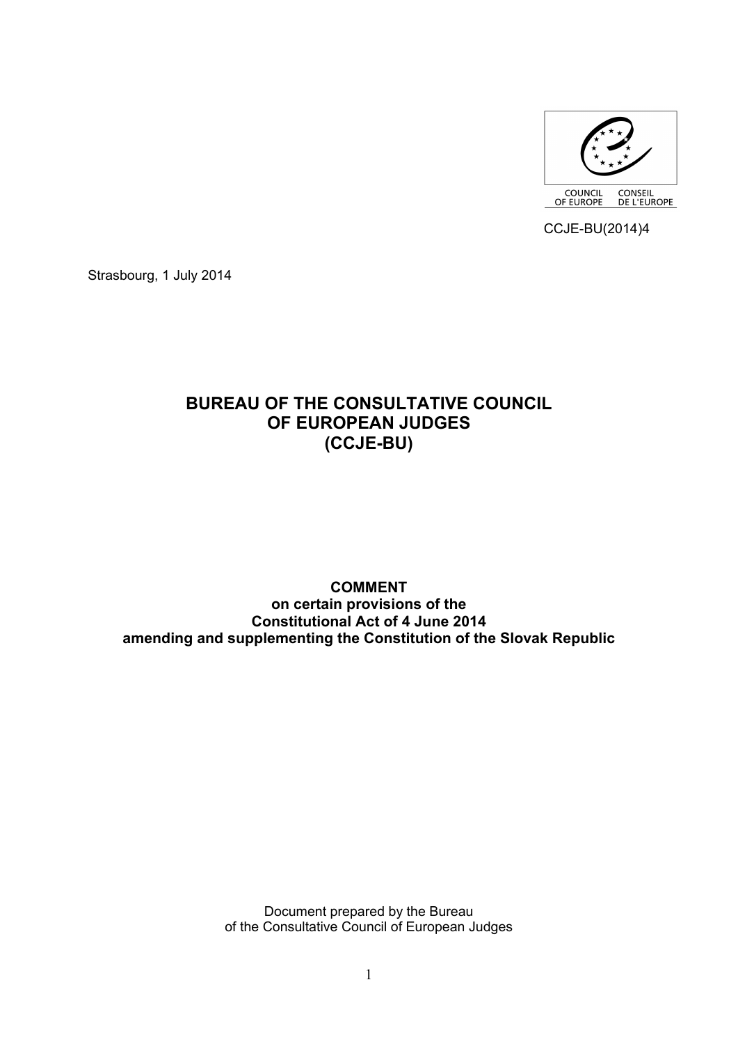COUNCIL OF EUROPE CONSEIL DE L'EUROPE

CCJE-BU(2014)4

Strasbourg, 1 July 2014

# BUREAU OF THE CONSULTATIVE COUNCIL OF EUROPEAN JUDGES (CCJE-BU)

## COMMENT
**on certain provisions of the Constitutional Act of 4 June 2014 amending and supplementing the Constitution of the Slovak Republic**

Document prepared by the Bureau of the Consultative Council of European Judges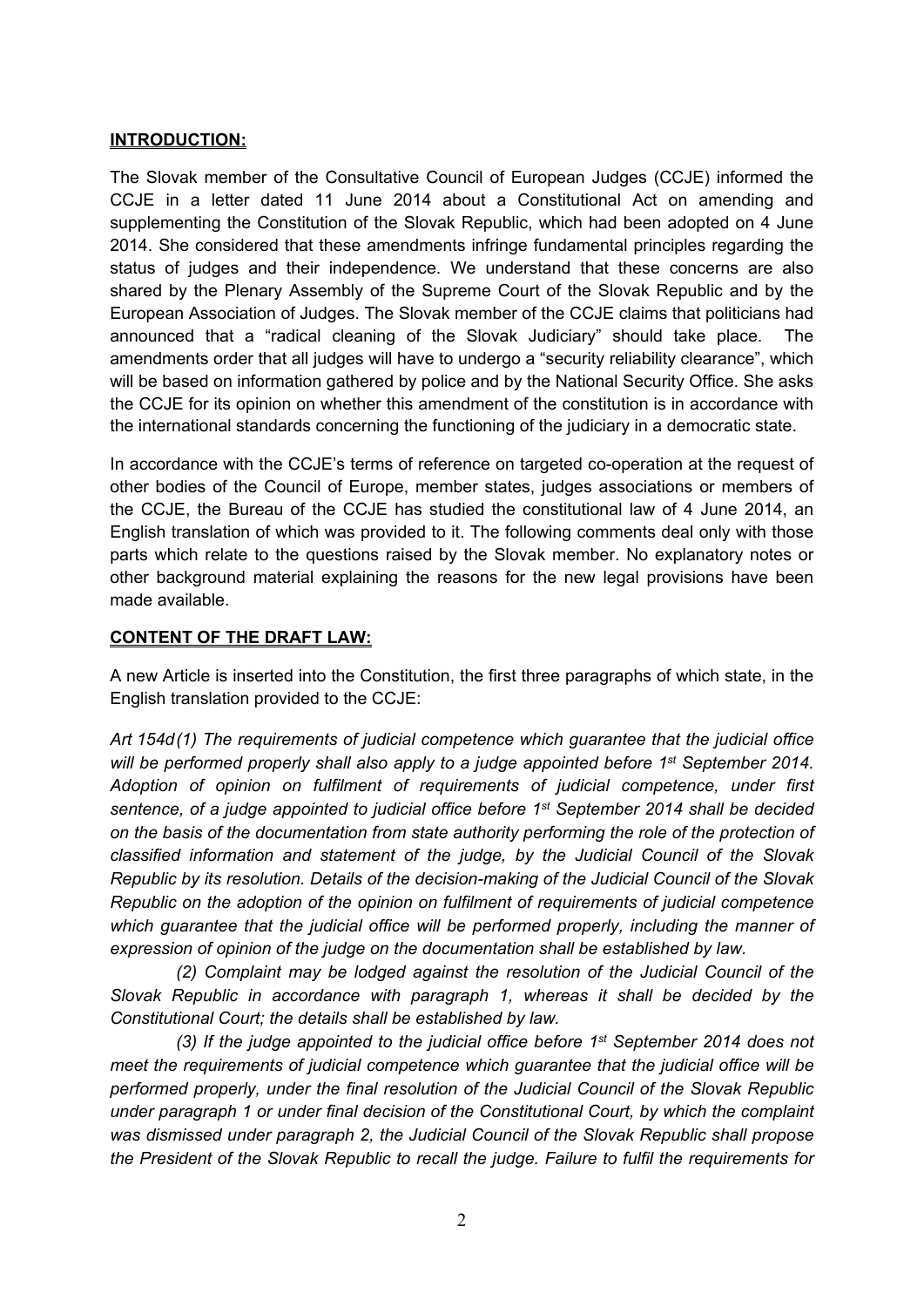**INTRODUCTION:**

The Slovak member of the Consultative Council of European Judges (CCJE) informed the CCJE in a letter dated 11 June 2014 about a Constitutional Act on amending and supplementing the Constitution of the Slovak Republic, which had been adopted on 4 June 2014. She considered that these amendments infringe fundamental principles regarding the status of judges and their independence. We understand that these concerns are also shared by the Plenary Assembly of the Supreme Court of the Slovak Republic and by the European Association of Judges. The Slovak member of the CCJE claims that politicians had announced that a "radical cleaning of the Slovak Judiciary" should take place. The amendments order that all judges will have to undergo a "security reliability clearance", which will be based on information gathered by police and by the National Security Office. She asks the CCJE for its opinion on whether this amendment of the constitution is in accordance with the international standards concerning the functioning of the judiciary in a democratic state.

In accordance with the CCJE's terms of reference on targeted co-operation at the request of other bodies of the Council of Europe, member states, judges associations or members of the CCJE, the Bureau of the CCJE has studied the constitutional law of 4 June 2014, an English translation of which was provided to it. The following comments deal only with those parts which relate to the questions raised by the Slovak member. No explanatory notes or other background material explaining the reasons for the new legal provisions have been made available.

**CONTENT OF THE DRAFT LAW:**

A new Article is inserted into the Constitution, the first three paragraphs of which state, in the English translation provided to the CCJE:

*Art 154d (1) The requirements of judicial competence which guarantee that the judicial office will be performed properly shall also apply to a judge appointed before 1st September 2014. Adoption of opinion on fulfilment of requirements of judicial competence, under first sentence, of a judge appointed to judicial office before 1st September 2014 shall be decided on the basis of the documentation from state authority performing the role of the protection of classified information and statement of the judge, by the Judicial Council of the Slovak Republic by its resolution. Details of the decision-making of the Judicial Council of the Slovak Republic on the adoption of the opinion on fulfilment of requirements of judicial competence which guarantee that the judicial office will be performed properly, including the manner of expression of opinion of the judge on the documentation shall be established by law.*

*(2) Complaint may be lodged against the resolution of the Judicial Council of the Slovak Republic in accordance with paragraph 1, whereas it shall be decided by the Constitutional Court; the details shall be established by law.*

*(3) If the judge appointed to the judicial office before 1st September 2014 does not meet the requirements of judicial competence which guarantee that the judicial office will be performed properly, under the final resolution of the Judicial Council of the Slovak Republic under paragraph 1 or under final decision of the Constitutional Court, by which the complaint was dismissed under paragraph 2, the Judicial Council of the Slovak Republic shall propose the President of the Slovak Republic to recall the judge. Failure to fulfil the requirements for*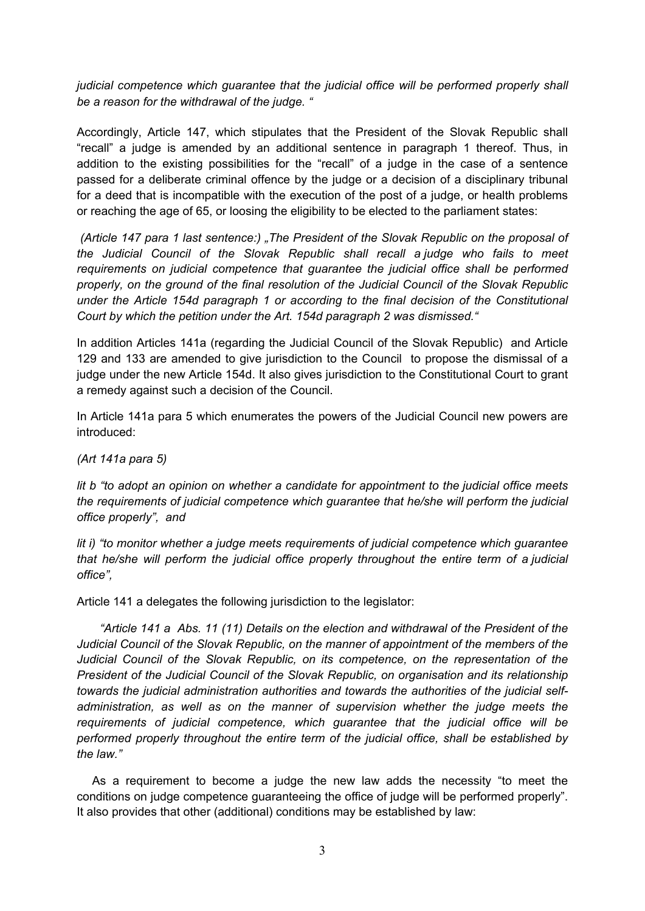*judicial competence which guarantee that the judicial office will be performed properly shall be a reason for the withdrawal of the judge. "*

Accordingly, Article 147, which stipulates that the President of the Slovak Republic shall "recall" a judge is amended by an additional sentence in paragraph 1 thereof. Thus, in addition to the existing possibilities for the "recall" of a judge in the case of a sentence passed for a deliberate criminal offence by the judge or a decision of a disciplinary tribunal for a deed that is incompatible with the execution of the post of a judge, or health problems or reaching the age of 65, or loosing the eligibility to be elected to the parliament states:

*(Article 147 para 1 last sentence:) „The President of the Slovak Republic on the proposal of the Judicial Council of the Slovak Republic shall recall a judge who fails to meet requirements on judicial competence that guarantee the judicial office shall be performed properly, on the ground of the final resolution of the Judicial Council of the Slovak Republic under the Article 154d paragraph 1 or according to the final decision of the Constitutional Court by which the petition under the Art. 154d paragraph 2 was dismissed."*

In addition Articles 141a (regarding the Judicial Council of the Slovak Republic) and Article 129 and 133 are amended to give jurisdiction to the Council to propose the dismissal of a judge under the new Article 154d. It also gives jurisdiction to the Constitutional Court to grant a remedy against such a decision of the Council.

In Article 141a para 5 which enumerates the powers of the Judicial Council new powers are introduced:

*(Art 141a para 5)*

*lit b "to adopt an opinion on whether a candidate for appointment to the judicial office meets the requirements of judicial competence which guarantee that he/she will perform the judicial office properly", and*

*lit i) "to monitor whether a judge meets requirements of judicial competence which guarantee that he/she will perform the judicial office properly throughout the entire term of a judicial office",*

Article 141 a delegates the following jurisdiction to the legislator:

*"Article 141 a Abs. 11 (11) Details on the election and withdrawal of the President of the Judicial Council of the Slovak Republic, on the manner of appointment of the members of the Judicial Council of the Slovak Republic, on its competence, on the representation of the President of the Judicial Council of the Slovak Republic, on organisation and its relationship towards the judicial administration authorities and towards the authorities of the judicial self-administration, as well as on the manner of supervision whether the judge meets the requirements of judicial competence, which guarantee that the judicial office will be performed properly throughout the entire term of the judicial office, shall be established by the law."*

As a requirement to become a judge the new law adds the necessity "to meet the conditions on judge competence guaranteeing the office of judge will be performed properly". It also provides that other (additional) conditions may be established by law: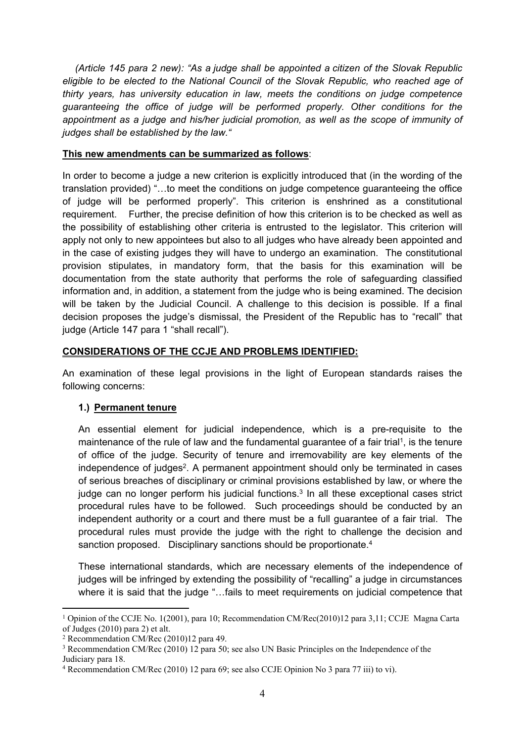*(Article 145 para 2 new): "As a judge shall be appointed a citizen of the Slovak Republic eligible to be elected to the National Council of the Slovak Republic, who reached age of thirty years, has university education in law, meets the conditions on judge competence guaranteeing the office of judge will be performed properly. Other conditions for the appointment as a judge and his/her judicial promotion, as well as the scope of immunity of judges shall be established by the law."*

**This new amendments can be summarized as follows**:

In order to become a judge a new criterion is explicitly introduced that (in the wording of the translation provided) "…to meet the conditions on judge competence guaranteeing the office of judge will be performed properly". This criterion is enshrined as a constitutional requirement. Further, the precise definition of how this criterion is to be checked as well as the possibility of establishing other criteria is entrusted to the legislator. This criterion will apply not only to new appointees but also to all judges who have already been appointed and in the case of existing judges they will have to undergo an examination. The constitutional provision stipulates, in mandatory form, that the basis for this examination will be documentation from the state authority that performs the role of safeguarding classified information and, in addition, a statement from the judge who is being examined. The decision will be taken by the Judicial Council. A challenge to this decision is possible. If a final decision proposes the judge's dismissal, the President of the Republic has to "recall" that judge (Article 147 para 1 "shall recall").

**CONSIDERATIONS OF THE CCJE AND PROBLEMS IDENTIFIED:**

An examination of these legal provisions in the light of European standards raises the following concerns:

**1.) Permanent tenure**

An essential element for judicial independence, which is a pre-requisite to the maintenance of the rule of law and the fundamental guarantee of a fair trial[1], is the tenure of office of the judge. Security of tenure and irremovability are key elements of the independence of judges[2]. A permanent appointment should only be terminated in cases of serious breaches of disciplinary or criminal provisions established by law, or where the judge can no longer perform his judicial functions.[3] In all these exceptional cases strict procedural rules have to be followed. Such proceedings should be conducted by an independent authority or a court and there must be a full guarantee of a fair trial. The procedural rules must provide the judge with the right to challenge the decision and sanction proposed. Disciplinary sanctions should be proportionate.[4]

These international standards, which are necessary elements of the independence of judges will be infringed by extending the possibility of "recalling" a judge in circumstances where it is said that the judge "…fails to meet requirements on judicial competence that

---

[1] Opinion of the CCJE No. 1(2001), para 10; Recommendation CM/Rec(2010)12 para 3,11; CCJE Magna Carta of Judges (2010) para 2) et alt.

[2] Recommendation CM/Rec (2010)12 para 49.

[3] Recommendation CM/Rec (2010) 12 para 50; see also UN Basic Principles on the Independence of the Judiciary para 18.

[4] Recommendation CM/Rec (2010) 12 para 69; see also CCJE Opinion No 3 para 77 iii) to vi).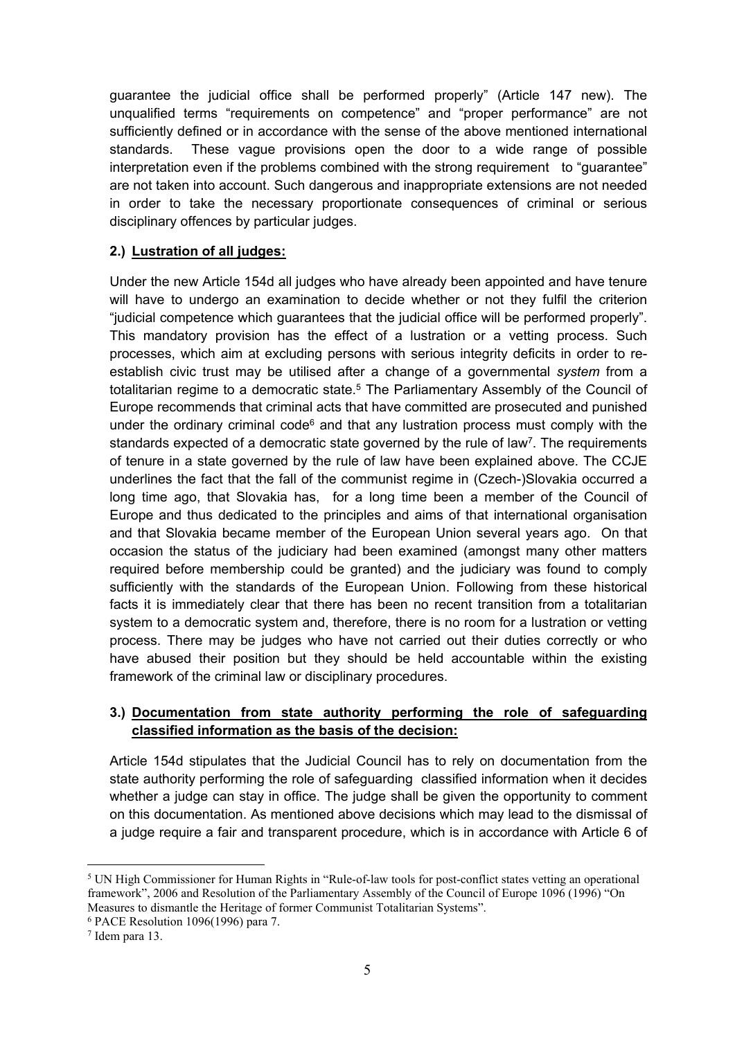guarantee the judicial office shall be performed properly" (Article 147 new). The unqualified terms "requirements on competence" and "proper performance" are not sufficiently defined or in accordance with the sense of the above mentioned international standards. These vague provisions open the door to a wide range of possible interpretation even if the problems combined with the strong requirement to "guarantee" are not taken into account. Such dangerous and inappropriate extensions are not needed in order to take the necessary proportionate consequences of criminal or serious disciplinary offences by particular judges.

**2.) Lustration of all judges:**

Under the new Article 154d all judges who have already been appointed and have tenure will have to undergo an examination to decide whether or not they fulfil the criterion "judicial competence which guarantees that the judicial office will be performed properly". This mandatory provision has the effect of a lustration or a vetting process. Such processes, which aim at excluding persons with serious integrity deficits in order to re-establish civic trust may be utilised after a change of a governmental *system* from a totalitarian regime to a democratic state.[5] The Parliamentary Assembly of the Council of Europe recommends that criminal acts that have committed are prosecuted and punished under the ordinary criminal code[6] and that any lustration process must comply with the standards expected of a democratic state governed by the rule of law[7]. The requirements of tenure in a state governed by the rule of law have been explained above. The CCJE underlines the fact that the fall of the communist regime in (Czech-)Slovakia occurred a long time ago, that Slovakia has, for a long time been a member of the Council of Europe and thus dedicated to the principles and aims of that international organisation and that Slovakia became member of the European Union several years ago. On that occasion the status of the judiciary had been examined (amongst many other matters required before membership could be granted) and the judiciary was found to comply sufficiently with the standards of the European Union. Following from these historical facts it is immediately clear that there has been no recent transition from a totalitarian system to a democratic system and, therefore, there is no room for a lustration or vetting process. There may be judges who have not carried out their duties correctly or who have abused their position but they should be held accountable within the existing framework of the criminal law or disciplinary procedures.

**3.) Documentation from state authority performing the role of safeguarding classified information as the basis of the decision:**

Article 154d stipulates that the Judicial Council has to rely on documentation from the state authority performing the role of safeguarding classified information when it decides whether a judge can stay in office. The judge shall be given the opportunity to comment on this documentation. As mentioned above decisions which may lead to the dismissal of a judge require a fair and transparent procedure, which is in accordance with Article 6 of

---

[5] UN High Commissioner for Human Rights in "Rule-of-law tools for post-conflict states vetting an operational framework", 2006 and Resolution of the Parliamentary Assembly of the Council of Europe 1096 (1996) "On Measures to dismantle the Heritage of former Communist Totalitarian Systems".

[6] PACE Resolution 1096(1996) para 7.

[7] Idem para 13.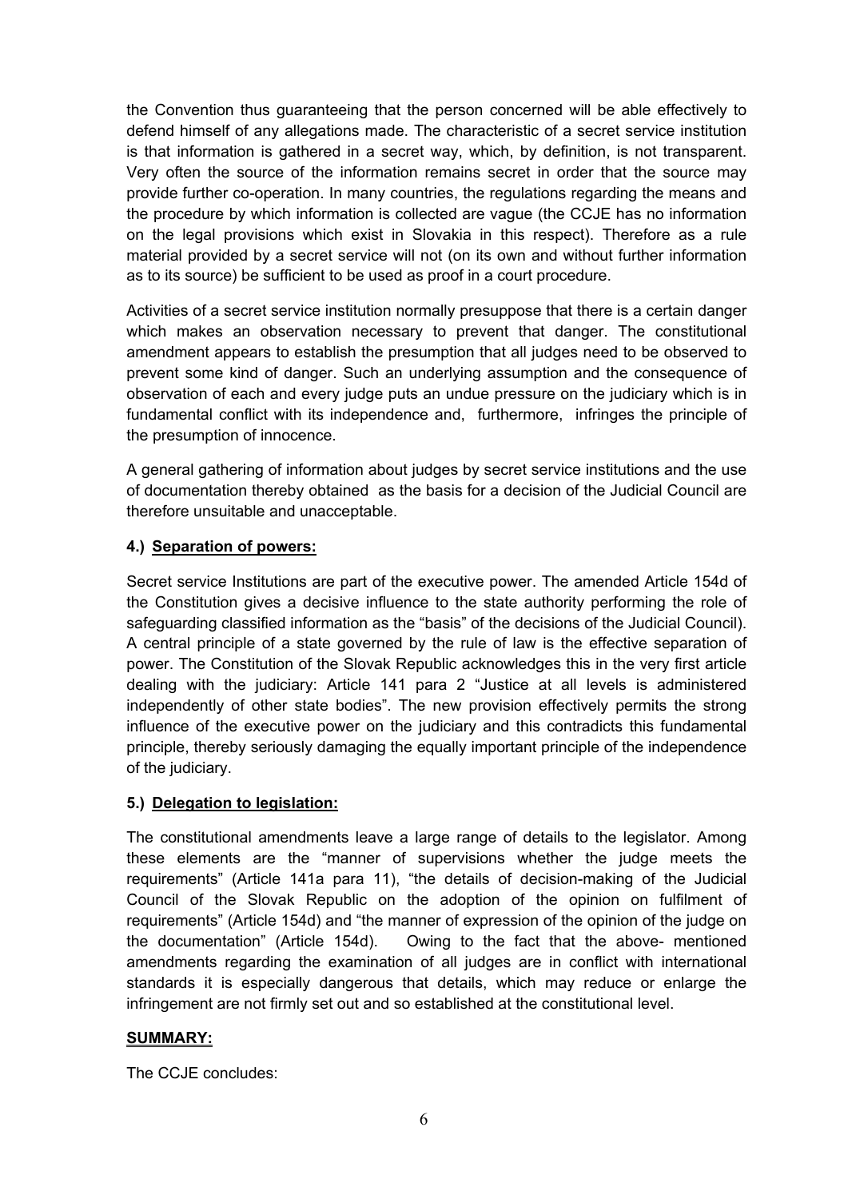the Convention thus guaranteeing that the person concerned will be able effectively to defend himself of any allegations made. The characteristic of a secret service institution is that information is gathered in a secret way, which, by definition, is not transparent. Very often the source of the information remains secret in order that the source may provide further co-operation. In many countries, the regulations regarding the means and the procedure by which information is collected are vague (the CCJE has no information on the legal provisions which exist in Slovakia in this respect). Therefore as a rule material provided by a secret service will not (on its own and without further information as to its source) be sufficient to be used as proof in a court procedure.

Activities of a secret service institution normally presuppose that there is a certain danger which makes an observation necessary to prevent that danger. The constitutional amendment appears to establish the presumption that all judges need to be observed to prevent some kind of danger. Such an underlying assumption and the consequence of observation of each and every judge puts an undue pressure on the judiciary which is in fundamental conflict with its independence and, furthermore, infringes the principle of the presumption of innocence.

A general gathering of information about judges by secret service institutions and the use of documentation thereby obtained as the basis for a decision of the Judicial Council are therefore unsuitable and unacceptable.

#### 4.) <u>Separation of powers:</u>

Secret service Institutions are part of the executive power. The amended Article 154d of the Constitution gives a decisive influence to the state authority performing the role of safeguarding classified information as the "basis" of the decisions of the Judicial Council). A central principle of a state governed by the rule of law is the effective separation of power. The Constitution of the Slovak Republic acknowledges this in the very first article dealing with the judiciary: Article 141 para 2 "Justice at all levels is administered independently of other state bodies". The new provision effectively permits the strong influence of the executive power on the judiciary and this contradicts this fundamental principle, thereby seriously damaging the equally important principle of the independence of the judiciary.

#### 5.) <u>Delegation to legislation:</u>

The constitutional amendments leave a large range of details to the legislator. Among these elements are the "manner of supervisions whether the judge meets the requirements" (Article 141a para 11), "the details of decision-making of the Judicial Council of the Slovak Republic on the adoption of the opinion on fulfilment of requirements" (Article 154d) and "the manner of expression of the opinion of the judge on the documentation" (Article 154d). Owing to the fact that the above- mentioned amendments regarding the examination of all judges are in conflict with international standards it is especially dangerous that details, which may reduce or enlarge the infringement are not firmly set out and so established at the constitutional level.

#### <u>SUMMARY:</u>

The CCJE concludes: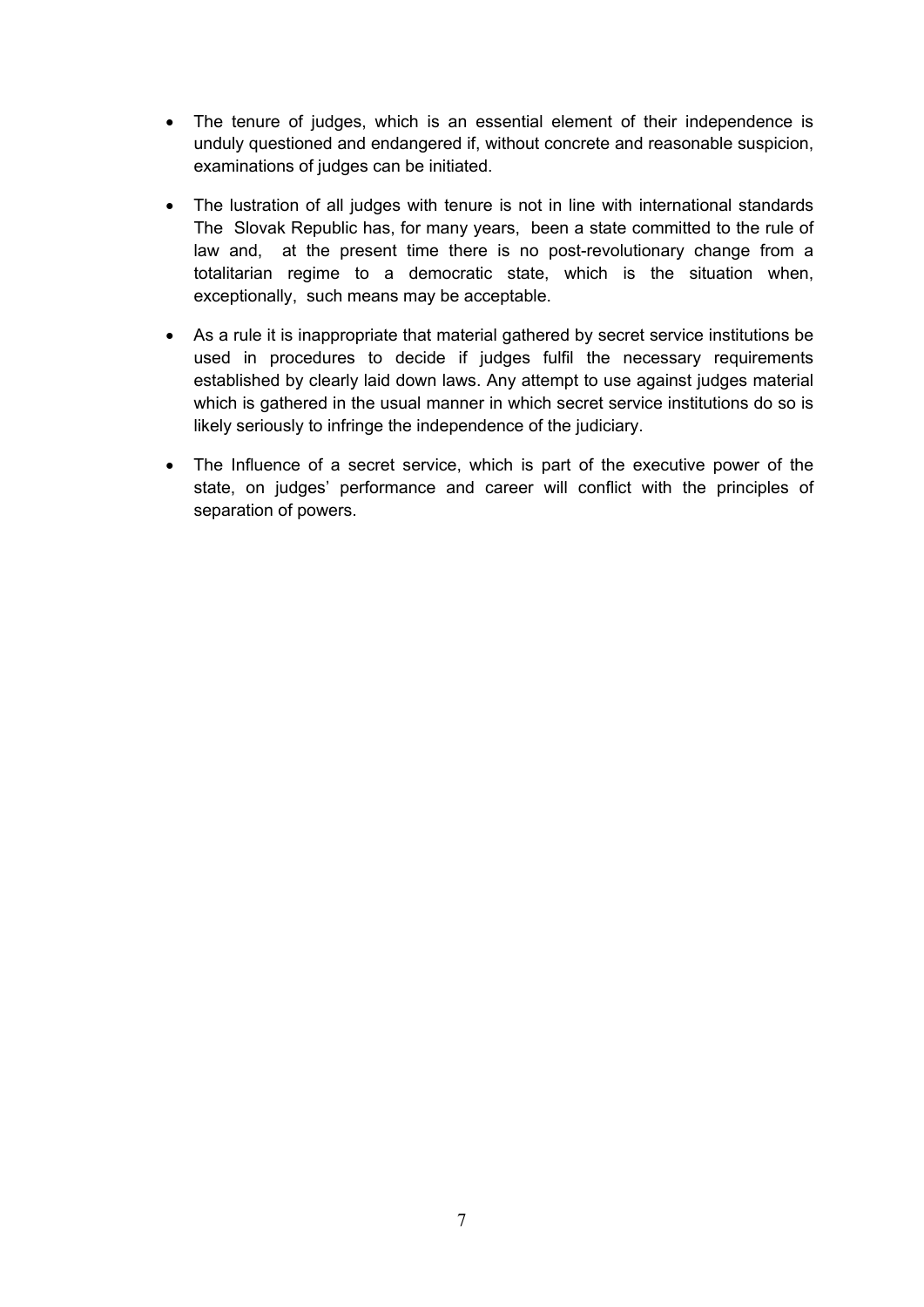- The tenure of judges, which is an essential element of their independence is unduly questioned and endangered if, without concrete and reasonable suspicion, examinations of judges can be initiated.

- The lustration of all judges with tenure is not in line with international standards The Slovak Republic has, for many years, been a state committed to the rule of law and, at the present time there is no post-revolutionary change from a totalitarian regime to a democratic state, which is the situation when, exceptionally, such means may be acceptable.

- As a rule it is inappropriate that material gathered by secret service institutions be used in procedures to decide if judges fulfil the necessary requirements established by clearly laid down laws. Any attempt to use against judges material which is gathered in the usual manner in which secret service institutions do so is likely seriously to infringe the independence of the judiciary.

- The Influence of a secret service, which is part of the executive power of the state, on judges' performance and career will conflict with the principles of separation of powers.